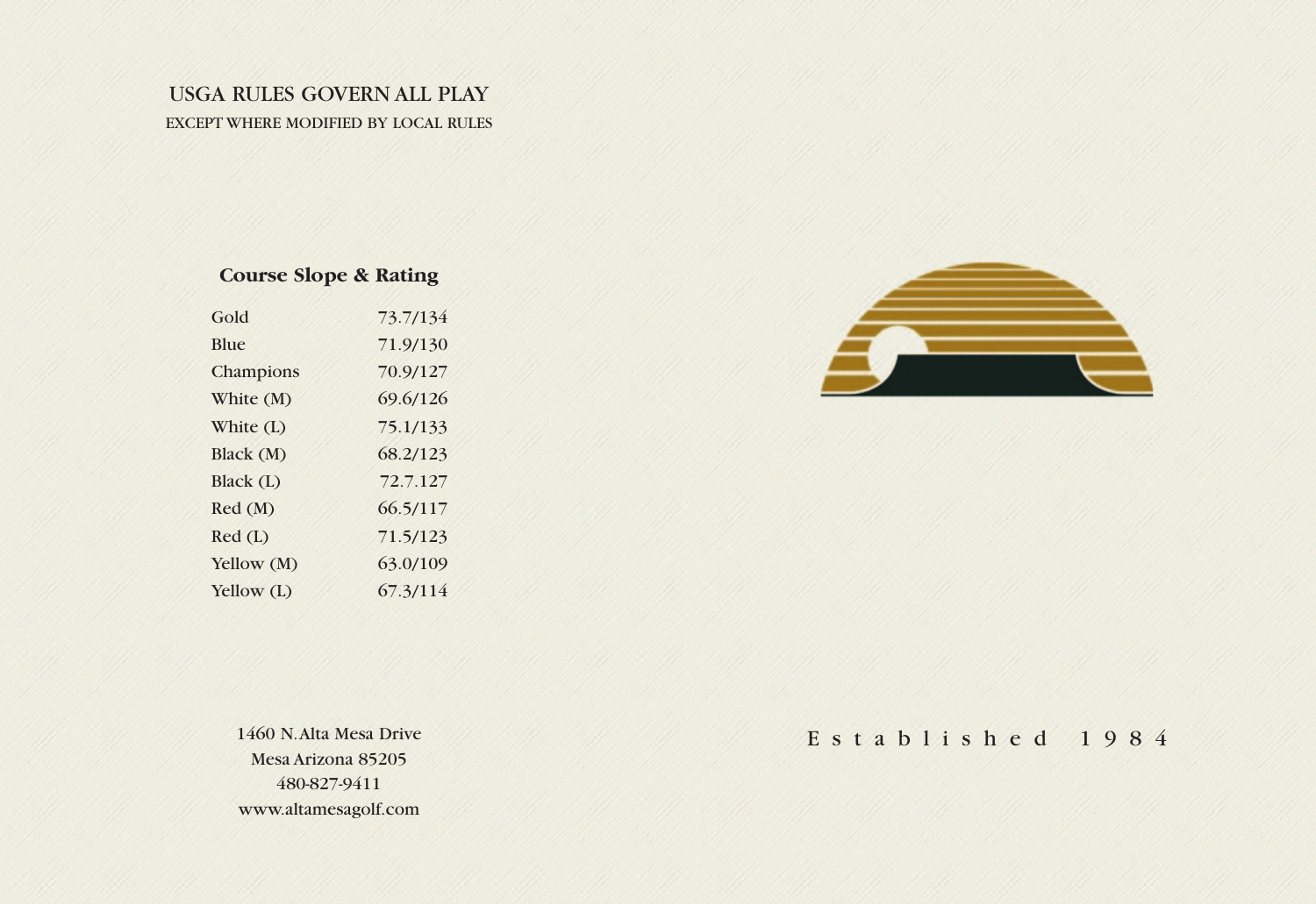USGA RULES GOVERN ALL PLAY

EXCEPT WHERE MODIFIED BY LOCAL RULES

## Course Slope & Rating

| Tee | Rating/Slope |
|---|---|
| Gold | 73.7/134 |
| Blue | 71.9/130 |
| Champions | 70.9/127 |
| White (M) | 69.6/126 |
| White (L) | 75.1/133 |
| Black (M) | 68.2/123 |
| Black (L) | 72.7.127 |
| Red (M) | 66.5/117 |
| Red (L) | 71.5/123 |
| Yellow (M) | 63.0/109 |
| Yellow (L) | 67.3/114 |

1460 N. Alta Mesa Drive
Mesa Arizona 85205
480-827-9411
www.altamesagolf.com

Established 1984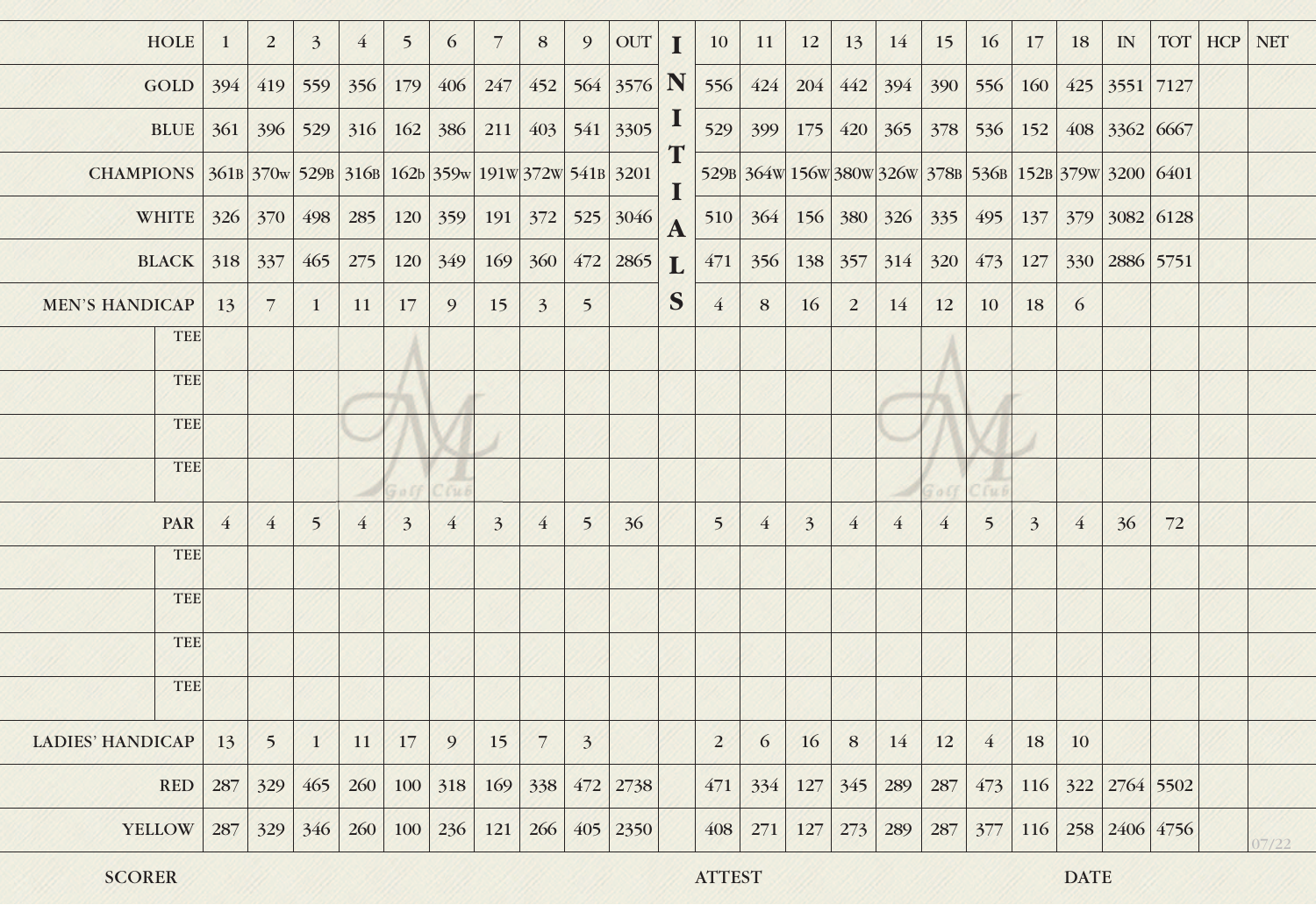| HOLE | 1 | 2 | 3 | 4 | 5 | 6 | 7 | 8 | 9 | OUT | INITIALS | 10 | 11 | 12 | 13 | 14 | 15 | 16 | 17 | 18 | IN | TOT | HCP | NET |
|---|---|---|---|---|---|---|---|---|---|---|---|---|---|---|---|---|---|---|---|---|---|---|---|---|
| GOLD | 394 | 419 | 559 | 356 | 179 | 406 | 247 | 452 | 564 | 3576 | | 556 | 424 | 204 | 442 | 394 | 390 | 556 | 160 | 425 | 3551 | 7127 | | |
| BLUE | 361 | 396 | 529 | 316 | 162 | 386 | 211 | 403 | 541 | 3305 | | 529 | 399 | 175 | 420 | 365 | 378 | 536 | 152 | 408 | 3362 | 6667 | | |
| CHAMPIONS | 361B | 370W | 529B | 316B | 162b | 359W | 191W | 372W | 541B | 3201 | | 529B | 364W | 156W | 380W | 326W | 378B | 536B | 152B | 379W | 3200 | 6401 | | |
| WHITE | 326 | 370 | 498 | 285 | 120 | 359 | 191 | 372 | 525 | 3046 | | 510 | 364 | 156 | 380 | 326 | 335 | 495 | 137 | 379 | 3082 | 6128 | | |
| BLACK | 318 | 337 | 465 | 275 | 120 | 349 | 169 | 360 | 472 | 2865 | | 471 | 356 | 138 | 357 | 314 | 320 | 473 | 127 | 330 | 2886 | 5751 | | |
| MEN'S HANDICAP | 13 | 7 | 1 | 11 | 17 | 9 | 15 | 3 | 5 | | | 4 | 8 | 16 | 2 | 14 | 12 | 10 | 18 | 6 | | | | |
| TEE | | | | | | | | | | | | | | | | | | | | | | | | |
| TEE | | | | | | | | | | | | | | | | | | | | | | | | |
| TEE | | | | | | | | | | | | | | | | | | | | | | | | |
| TEE | | | | | | | | | | | | | | | | | | | | | | | | |
| PAR | 4 | 4 | 5 | 4 | 3 | 4 | 3 | 4 | 5 | 36 | | 5 | 4 | 3 | 4 | 4 | 4 | 5 | 3 | 4 | 36 | 72 | | |
| TEE | | | | | | | | | | | | | | | | | | | | | | | | |
| TEE | | | | | | | | | | | | | | | | | | | | | | | | |
| TEE | | | | | | | | | | | | | | | | | | | | | | | | |
| TEE | | | | | | | | | | | | | | | | | | | | | | | | |
| LADIES' HANDICAP | 13 | 5 | 1 | 11 | 17 | 9 | 15 | 7 | 3 | | | 2 | 6 | 16 | 8 | 14 | 12 | 4 | 18 | 10 | | | | |
| RED | 287 | 329 | 465 | 260 | 100 | 318 | 169 | 338 | 472 | 2738 | | 471 | 334 | 127 | 345 | 289 | 287 | 473 | 116 | 322 | 2764 | 5502 | | |
| YELLOW | 287 | 329 | 346 | 260 | 100 | 236 | 121 | 266 | 405 | 2350 | | 408 | 271 | 127 | 273 | 289 | 287 | 377 | 116 | 258 | 2406 | 4756 | | |

SCORER ATTEST DATE

07/22